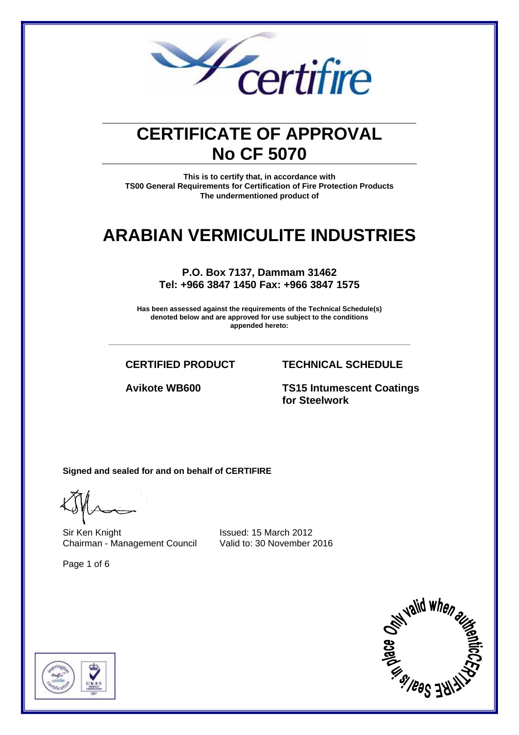# CERTIFICATE OF APPROVAL
# No CF 5070

**This is to certify that, in accordance with**
**TS00 General Requirements for Certification of Fire Protection Products**
**The undermentioned product of**

# ARABIAN VERMICULITE INDUSTRIES

**P.O. Box 7137, Dammam 31462**
**Tel: +966 3847 1450 Fax: +966 3847 1575**

**Has been assessed against the requirements of the Technical Schedule(s) denoted below and are approved for use subject to the conditions appended hereto:**

| CERTIFIED PRODUCT | TECHNICAL SCHEDULE |
| --- | --- |
| **Avikote WB600** | **TS15 Intumescent Coatings for Steelwork** |

**Signed and sealed for and on behalf of CERTIFIRE**

Sir Ken Knight
Chairman - Management Council

Issued: 15 March 2012
Valid to: 30 November 2016

Only valid when authentic CERTIFIRE Seal is in place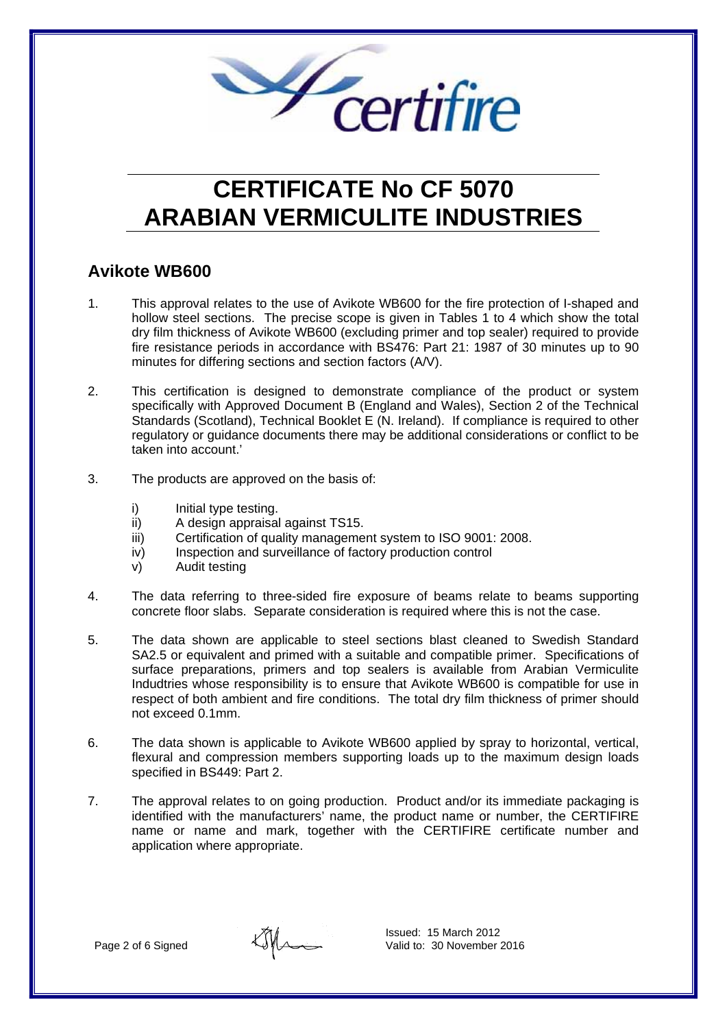# CERTIFICATE No CF 5070 ARABIAN VERMICULITE INDUSTRIES

## Avikote WB600

1. This approval relates to the use of Avikote WB600 for the fire protection of I-shaped and hollow steel sections. The precise scope is given in Tables 1 to 4 which show the total dry film thickness of Avikote WB600 (excluding primer and top sealer) required to provide fire resistance periods in accordance with BS476: Part 21: 1987 of 30 minutes up to 90 minutes for differing sections and section factors (A/V).

2. This certification is designed to demonstrate compliance of the product or system specifically with Approved Document B (England and Wales), Section 2 of the Technical Standards (Scotland), Technical Booklet E (N. Ireland). If compliance is required to other regulatory or guidance documents there may be additional considerations or conflict to be taken into account.'

3. The products are approved on the basis of:

   i) Initial type testing.
   ii) A design appraisal against TS15.
   iii) Certification of quality management system to ISO 9001: 2008.
   iv) Inspection and surveillance of factory production control
   v) Audit testing

4. The data referring to three-sided fire exposure of beams relate to beams supporting concrete floor slabs. Separate consideration is required where this is not the case.

5. The data shown are applicable to steel sections blast cleaned to Swedish Standard SA2.5 or equivalent and primed with a suitable and compatible primer. Specifications of surface preparations, primers and top sealers is available from Arabian Vermiculite Indudtries whose responsibility is to ensure that Avikote WB600 is compatible for use in respect of both ambient and fire conditions. The total dry film thickness of primer should not exceed 0.1mm.

6. The data shown is applicable to Avikote WB600 applied by spray to horizontal, vertical, flexural and compression members supporting loads up to the maximum design loads specified in BS449: Part 2.

7. The approval relates to on going production. Product and/or its immediate packaging is identified with the manufacturers' name, the product name or number, the CERTIFIRE name or name and mark, together with the CERTIFIRE certificate number and application where appropriate.

Signed

Issued: 15 March 2012
Valid to: 30 November 2016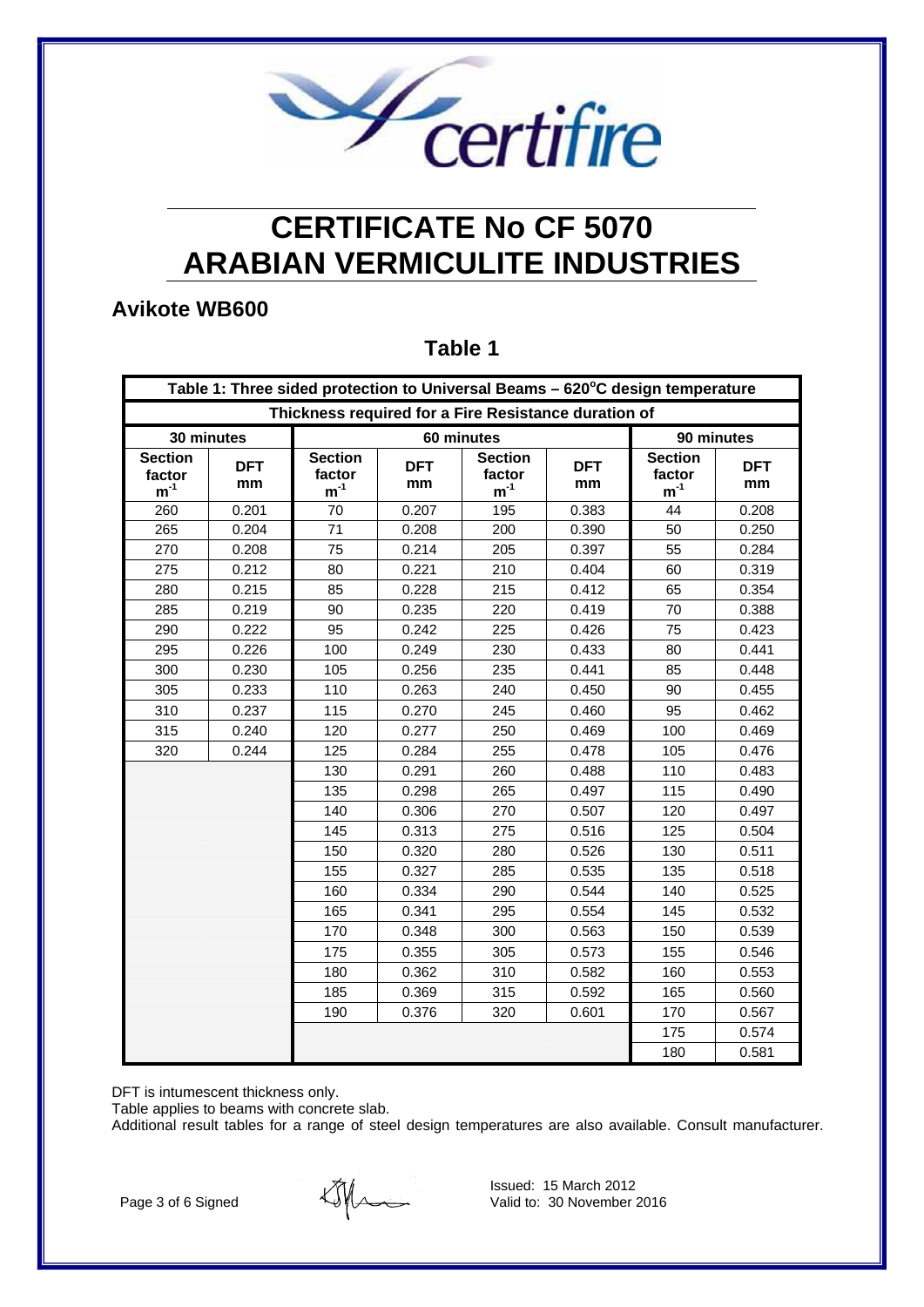# CERTIFICATE No CF 5070
# ARABIAN VERMICULITE INDUSTRIES

## Avikote WB600

### Table 1

| Table 1: Three sided protection to Universal Beams – 620°C design temperature | | | | | | | |
|---|---|---|---|---|---|---|---|
| Thickness required for a Fire Resistance duration of | | | | | | | |
| 30 minutes | | 60 minutes | | | | 90 minutes | |
| Section factor $m^{-1}$ | DFT mm | Section factor $m^{-1}$ | DFT mm | Section factor $m^{-1}$ | DFT mm | Section factor $m^{-1}$ | DFT mm |
| 260 | 0.201 | 70 | 0.207 | 195 | 0.383 | 44 | 0.208 |
| 265 | 0.204 | 71 | 0.208 | 200 | 0.390 | 50 | 0.250 |
| 270 | 0.208 | 75 | 0.214 | 205 | 0.397 | 55 | 0.284 |
| 275 | 0.212 | 80 | 0.221 | 210 | 0.404 | 60 | 0.319 |
| 280 | 0.215 | 85 | 0.228 | 215 | 0.412 | 65 | 0.354 |
| 285 | 0.219 | 90 | 0.235 | 220 | 0.419 | 70 | 0.388 |
| 290 | 0.222 | 95 | 0.242 | 225 | 0.426 | 75 | 0.423 |
| 295 | 0.226 | 100 | 0.249 | 230 | 0.433 | 80 | 0.441 |
| 300 | 0.230 | 105 | 0.256 | 235 | 0.441 | 85 | 0.448 |
| 305 | 0.233 | 110 | 0.263 | 240 | 0.450 | 90 | 0.455 |
| 310 | 0.237 | 115 | 0.270 | 245 | 0.460 | 95 | 0.462 |
| 315 | 0.240 | 120 | 0.277 | 250 | 0.469 | 100 | 0.469 |
| 320 | 0.244 | 125 | 0.284 | 255 | 0.478 | 105 | 0.476 |
| | | 130 | 0.291 | 260 | 0.488 | 110 | 0.483 |
| | | 135 | 0.298 | 265 | 0.497 | 115 | 0.490 |
| | | 140 | 0.306 | 270 | 0.507 | 120 | 0.497 |
| | | 145 | 0.313 | 275 | 0.516 | 125 | 0.504 |
| | | 150 | 0.320 | 280 | 0.526 | 130 | 0.511 |
| | | 155 | 0.327 | 285 | 0.535 | 135 | 0.518 |
| | | 160 | 0.334 | 290 | 0.544 | 140 | 0.525 |
| | | 165 | 0.341 | 295 | 0.554 | 145 | 0.532 |
| | | 170 | 0.348 | 300 | 0.563 | 150 | 0.539 |
| | | 175 | 0.355 | 305 | 0.573 | 155 | 0.546 |
| | | 180 | 0.362 | 310 | 0.582 | 160 | 0.553 |
| | | 185 | 0.369 | 315 | 0.592 | 165 | 0.560 |
| | | 190 | 0.376 | 320 | 0.601 | 170 | 0.567 |
| | | | | | | 175 | 0.574 |
| | | | | | | 180 | 0.581 |

DFT is intumescent thickness only.
Table applies to beams with concrete slab.
Additional result tables for a range of steel design temperatures are also available. Consult manufacturer.

Signed

Issued: 15 March 2012
Valid to: 30 November 2016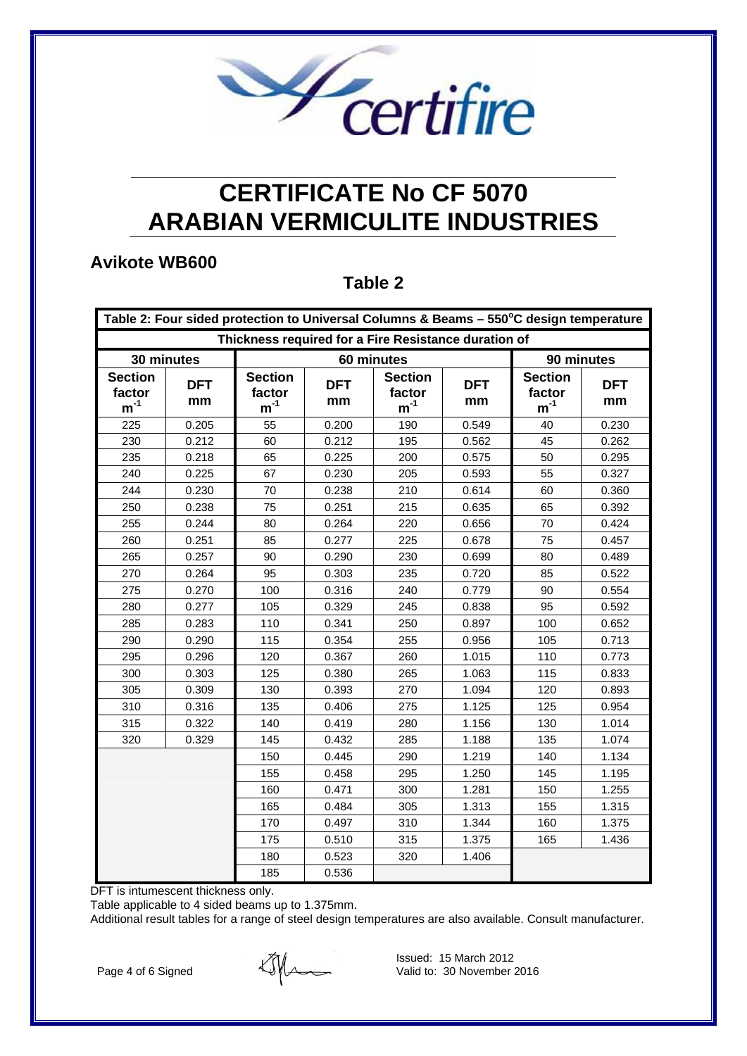# CERTIFICATE No CF 5070
# ARABIAN VERMICULITE INDUSTRIES

## Avikote WB600

### Table 2

| Table 2: Four sided protection to Universal Columns & Beams – 550°C design temperature | | | | | | | |
|---|---|---|---|---|---|---|---|
| Thickness required for a Fire Resistance duration of | | | | | | | |
| 30 minutes | | 60 minutes | | | | 90 minutes | |
| Section factor $m^{-1}$ | DFT mm | Section factor $m^{-1}$ | DFT mm | Section factor $m^{-1}$ | DFT mm | Section factor $m^{-1}$ | DFT mm |
| 225 | 0.205 | 55 | 0.200 | 190 | 0.549 | 40 | 0.230 |
| 230 | 0.212 | 60 | 0.212 | 195 | 0.562 | 45 | 0.262 |
| 235 | 0.218 | 65 | 0.225 | 200 | 0.575 | 50 | 0.295 |
| 240 | 0.225 | 67 | 0.230 | 205 | 0.593 | 55 | 0.327 |
| 244 | 0.230 | 70 | 0.238 | 210 | 0.614 | 60 | 0.360 |
| 250 | 0.238 | 75 | 0.251 | 215 | 0.635 | 65 | 0.392 |
| 255 | 0.244 | 80 | 0.264 | 220 | 0.656 | 70 | 0.424 |
| 260 | 0.251 | 85 | 0.277 | 225 | 0.678 | 75 | 0.457 |
| 265 | 0.257 | 90 | 0.290 | 230 | 0.699 | 80 | 0.489 |
| 270 | 0.264 | 95 | 0.303 | 235 | 0.720 | 85 | 0.522 |
| 275 | 0.270 | 100 | 0.316 | 240 | 0.779 | 90 | 0.554 |
| 280 | 0.277 | 105 | 0.329 | 245 | 0.838 | 95 | 0.592 |
| 285 | 0.283 | 110 | 0.341 | 250 | 0.897 | 100 | 0.652 |
| 290 | 0.290 | 115 | 0.354 | 255 | 0.956 | 105 | 0.713 |
| 295 | 0.296 | 120 | 0.367 | 260 | 1.015 | 110 | 0.773 |
| 300 | 0.303 | 125 | 0.380 | 265 | 1.063 | 115 | 0.833 |
| 305 | 0.309 | 130 | 0.393 | 270 | 1.094 | 120 | 0.893 |
| 310 | 0.316 | 135 | 0.406 | 275 | 1.125 | 125 | 0.954 |
| 315 | 0.322 | 140 | 0.419 | 280 | 1.156 | 130 | 1.014 |
| 320 | 0.329 | 145 | 0.432 | 285 | 1.188 | 135 | 1.074 |
| | | 150 | 0.445 | 290 | 1.219 | 140 | 1.134 |
| | | 155 | 0.458 | 295 | 1.250 | 145 | 1.195 |
| | | 160 | 0.471 | 300 | 1.281 | 150 | 1.255 |
| | | 165 | 0.484 | 305 | 1.313 | 155 | 1.315 |
| | | 170 | 0.497 | 310 | 1.344 | 160 | 1.375 |
| | | 175 | 0.510 | 315 | 1.375 | 165 | 1.436 |
| | | 180 | 0.523 | 320 | 1.406 | | |
| | | 185 | 0.536 | | | | |

DFT is intumescent thickness only.

Table applicable to 4 sided beams up to 1.375mm.

Additional result tables for a range of steel design temperatures are also available. Consult manufacturer.

Signed

Issued: 15 March 2012
Valid to: 30 November 2016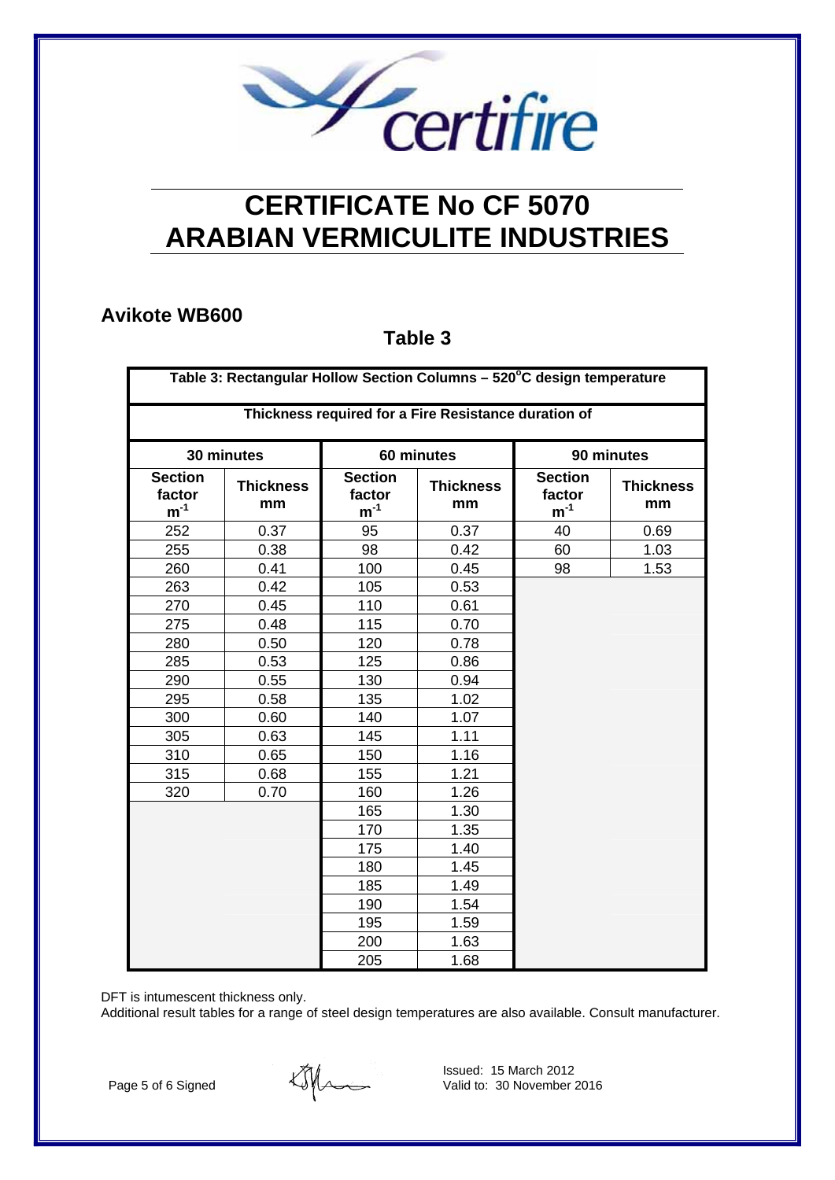# CERTIFICATE No CF 5070
# ARABIAN VERMICULITE INDUSTRIES

## Avikote WB600

### Table 3

| Table 3: Rectangular Hollow Section Columns – 520°C design temperature | | | | | |
|---|---|---|---|---|---|
| Thickness required for a Fire Resistance duration of | | | | | |
| 30 minutes | | 60 minutes | | 90 minutes | |
| Section factor $m^{-1}$ | Thickness mm | Section factor $m^{-1}$ | Thickness mm | Section factor $m^{-1}$ | Thickness mm |
| 252 | 0.37 | 95 | 0.37 | 40 | 0.69 |
| 255 | 0.38 | 98 | 0.42 | 60 | 1.03 |
| 260 | 0.41 | 100 | 0.45 | 98 | 1.53 |
| 263 | 0.42 | 105 | 0.53 | | |
| 270 | 0.45 | 110 | 0.61 | | |
| 275 | 0.48 | 115 | 0.70 | | |
| 280 | 0.50 | 120 | 0.78 | | |
| 285 | 0.53 | 125 | 0.86 | | |
| 290 | 0.55 | 130 | 0.94 | | |
| 295 | 0.58 | 135 | 1.02 | | |
| 300 | 0.60 | 140 | 1.07 | | |
| 305 | 0.63 | 145 | 1.11 | | |
| 310 | 0.65 | 150 | 1.16 | | |
| 315 | 0.68 | 155 | 1.21 | | |
| 320 | 0.70 | 160 | 1.26 | | |
| | | 165 | 1.30 | | |
| | | 170 | 1.35 | | |
| | | 175 | 1.40 | | |
| | | 180 | 1.45 | | |
| | | 185 | 1.49 | | |
| | | 190 | 1.54 | | |
| | | 195 | 1.59 | | |
| | | 200 | 1.63 | | |
| | | 205 | 1.68 | | |

DFT is intumescent thickness only.
Additional result tables for a range of steel design temperatures are also available. Consult manufacturer.

Signed

Issued: 15 March 2012
Valid to: 30 November 2016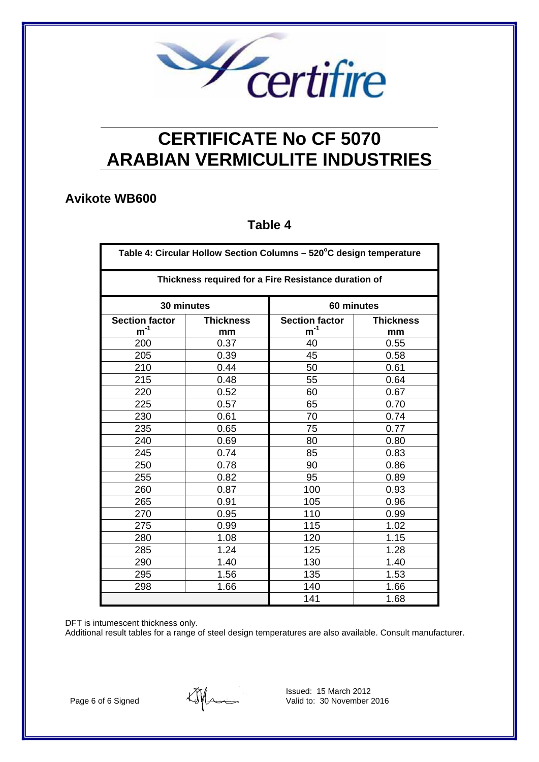# CERTIFICATE No CF 5070
# ARABIAN VERMICULITE INDUSTRIES

## Avikote WB600

### Table 4

| Table 4: Circular Hollow Section Columns – 520°C design temperature | | | |
|---|---|---|---|
| Thickness required for a Fire Resistance duration of | | | |
| 30 minutes | | 60 minutes | |
| Section factor $m^{-1}$ | Thickness mm | Section factor $m^{-1}$ | Thickness mm |
| 200 | 0.37 | 40 | 0.55 |
| 205 | 0.39 | 45 | 0.58 |
| 210 | 0.44 | 50 | 0.61 |
| 215 | 0.48 | 55 | 0.64 |
| 220 | 0.52 | 60 | 0.67 |
| 225 | 0.57 | 65 | 0.70 |
| 230 | 0.61 | 70 | 0.74 |
| 235 | 0.65 | 75 | 0.77 |
| 240 | 0.69 | 80 | 0.80 |
| 245 | 0.74 | 85 | 0.83 |
| 250 | 0.78 | 90 | 0.86 |
| 255 | 0.82 | 95 | 0.89 |
| 260 | 0.87 | 100 | 0.93 |
| 265 | 0.91 | 105 | 0.96 |
| 270 | 0.95 | 110 | 0.99 |
| 275 | 0.99 | 115 | 1.02 |
| 280 | 1.08 | 120 | 1.15 |
| 285 | 1.24 | 125 | 1.28 |
| 290 | 1.40 | 130 | 1.40 |
| 295 | 1.56 | 135 | 1.53 |
| 298 | 1.66 | 140 | 1.66 |
| | | 141 | 1.68 |

DFT is intumescent thickness only.
Additional result tables for a range of steel design temperatures are also available. Consult manufacturer.

Signed

Issued: 15 March 2012
Valid to: 30 November 2016